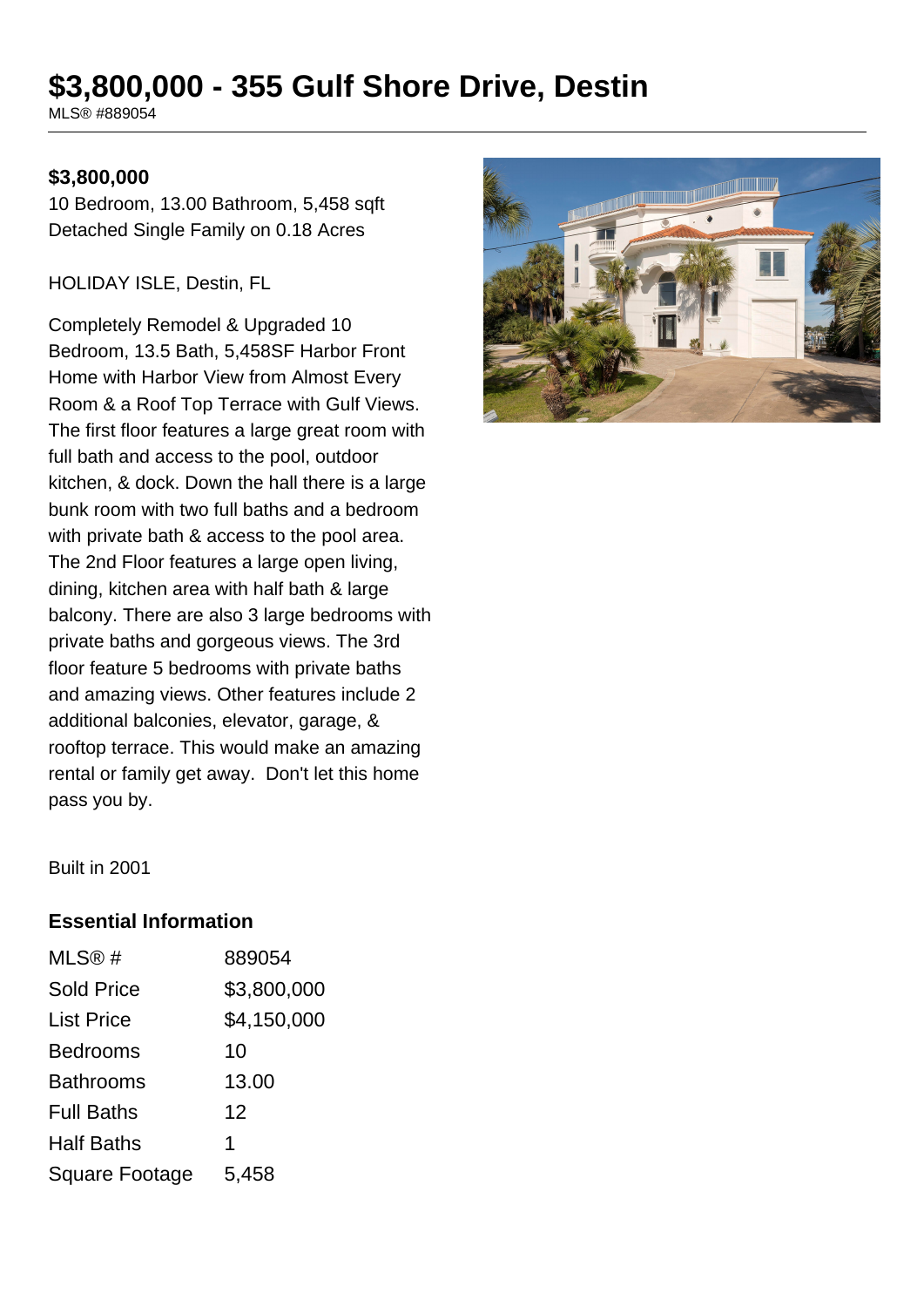# $3,800,000 - 355 Gulf Shore Drive, Destin

MLS® #889054

**$3,800,000**

10 Bedroom, 13.00 Bathroom, 5,458 sqft
Detached Single Family on 0.18 Acres

HOLIDAY ISLE, Destin, FL

Completely Remodel & Upgraded 10 Bedroom, 13.5 Bath, 5,458SF Harbor Front Home with Harbor View from Almost Every Room & a Roof Top Terrace with Gulf Views. The first floor features a large great room with full bath and access to the pool, outdoor kitchen, & dock. Down the hall there is a large bunk room with two full baths and a bedroom with private bath & access to the pool area. The 2nd Floor features a large open living, dining, kitchen area with half bath & large balcony. There are also 3 large bedrooms with private baths and gorgeous views. The 3rd floor feature 5 bedrooms with private baths and amazing views. Other features include 2 additional balconies, elevator, garage, & rooftop terrace. This would make an amazing rental or family get away. Don't let this home pass you by.

Built in 2001

## Essential Information

| | |
|---|---|
| MLS® # | 889054 |
| Sold Price | $3,800,000 |
| List Price | $4,150,000 |
| Bedrooms | 10 |
| Bathrooms | 13.00 |
| Full Baths | 12 |
| Half Baths | 1 |
| Square Footage | 5,458 |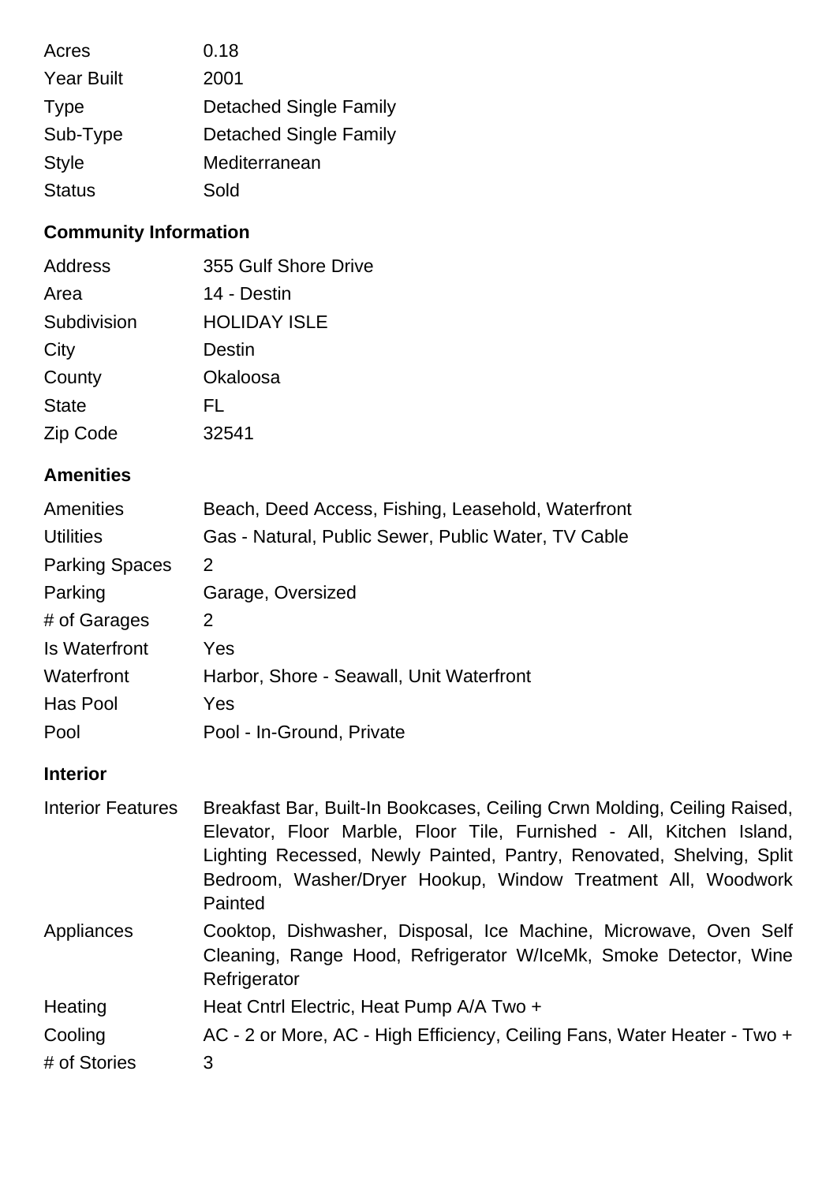| | |
|---|---|
| Acres | 0.18 |
| Year Built | 2001 |
| Type | Detached Single Family |
| Sub-Type | Detached Single Family |
| Style | Mediterranean |
| Status | Sold |

## Community Information

| | |
|---|---|
| Address | 355 Gulf Shore Drive |
| Area | 14 - Destin |
| Subdivision | HOLIDAY ISLE |
| City | Destin |
| County | Okaloosa |
| State | FL |
| Zip Code | 32541 |

## Amenities

| | |
|---|---|
| Amenities | Beach, Deed Access, Fishing, Leasehold, Waterfront |
| Utilities | Gas - Natural, Public Sewer, Public Water, TV Cable |
| Parking Spaces | 2 |
| Parking | Garage, Oversized |
| # of Garages | 2 |
| Is Waterfront | Yes |
| Waterfront | Harbor, Shore - Seawall, Unit Waterfront |
| Has Pool | Yes |
| Pool | Pool - In-Ground, Private |

## Interior

| | |
|---|---|
| Interior Features | Breakfast Bar, Built-In Bookcases, Ceiling Crwn Molding, Ceiling Raised, Elevator, Floor Marble, Floor Tile, Furnished - All, Kitchen Island, Lighting Recessed, Newly Painted, Pantry, Renovated, Shelving, Split Bedroom, Washer/Dryer Hookup, Window Treatment All, Woodwork Painted |
| Appliances | Cooktop, Dishwasher, Disposal, Ice Machine, Microwave, Oven Self Cleaning, Range Hood, Refrigerator W/IceMk, Smoke Detector, Wine Refrigerator |
| Heating | Heat Cntrl Electric, Heat Pump A/A Two + |
| Cooling | AC - 2 or More, AC - High Efficiency, Ceiling Fans, Water Heater - Two + |
| # of Stories | 3 |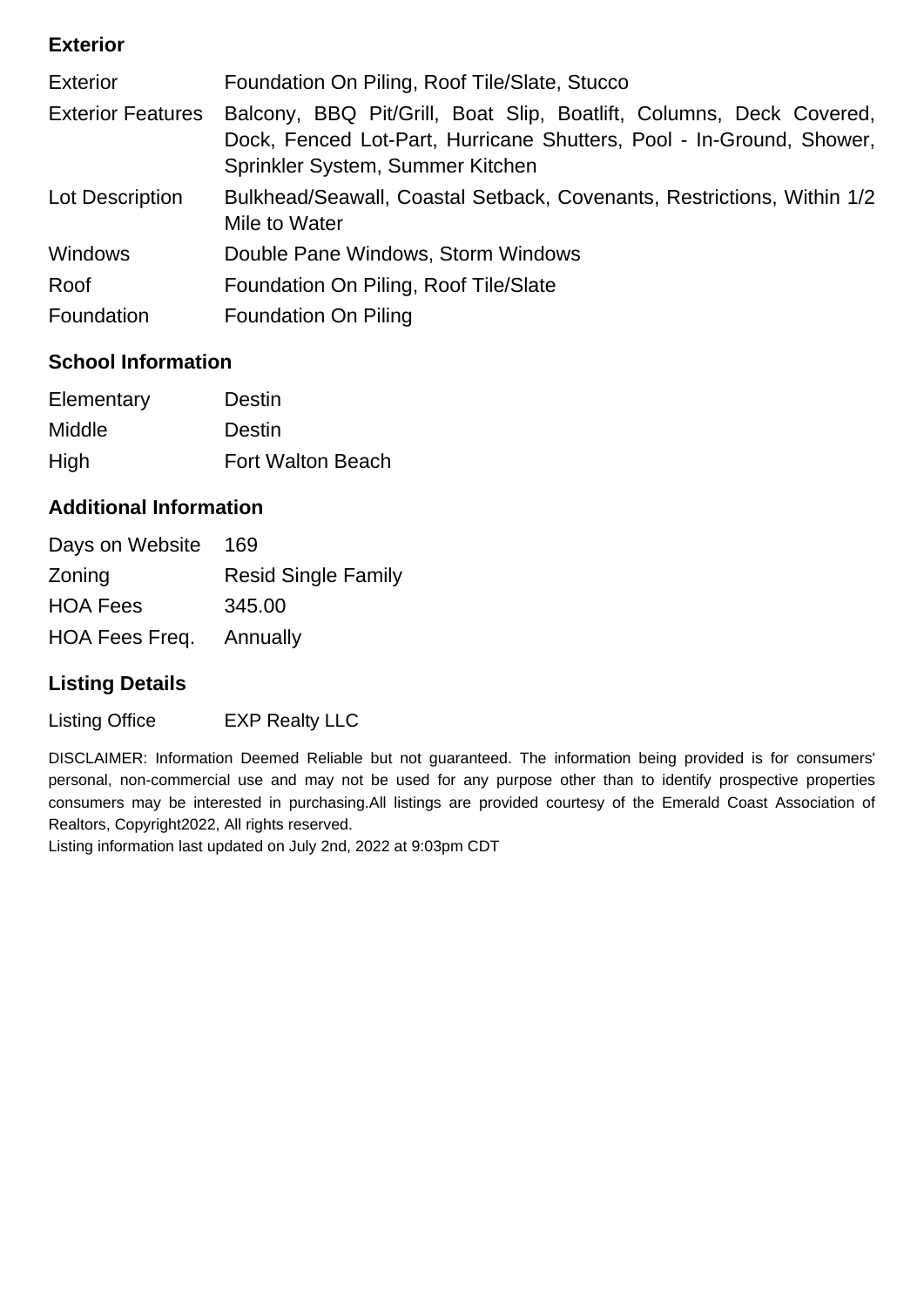### Exterior

| | |
|---|---|
| Exterior | Foundation On Piling, Roof Tile/Slate, Stucco |
| Exterior Features | Balcony, BBQ Pit/Grill, Boat Slip, Boatlift, Columns, Deck Covered, Dock, Fenced Lot-Part, Hurricane Shutters, Pool - In-Ground, Shower, Sprinkler System, Summer Kitchen |
| Lot Description | Bulkhead/Seawall, Coastal Setback, Covenants, Restrictions, Within 1/2 Mile to Water |
| Windows | Double Pane Windows, Storm Windows |
| Roof | Foundation On Piling, Roof Tile/Slate |
| Foundation | Foundation On Piling |

### School Information

| | |
|---|---|
| Elementary | Destin |
| Middle | Destin |
| High | Fort Walton Beach |

### Additional Information

| | |
|---|---|
| Days on Website | 169 |
| Zoning | Resid Single Family |
| HOA Fees | 345.00 |
| HOA Fees Freq. | Annually |

### Listing Details

| | |
|---|---|
| Listing Office | EXP Realty LLC |

DISCLAIMER: Information Deemed Reliable but not guaranteed. The information being provided is for consumers' personal, non-commercial use and may not be used for any purpose other than to identify prospective properties consumers may be interested in purchasing.All listings are provided courtesy of the Emerald Coast Association of Realtors, Copyright2022, All rights reserved.

Listing information last updated on July 2nd, 2022 at 9:03pm CDT